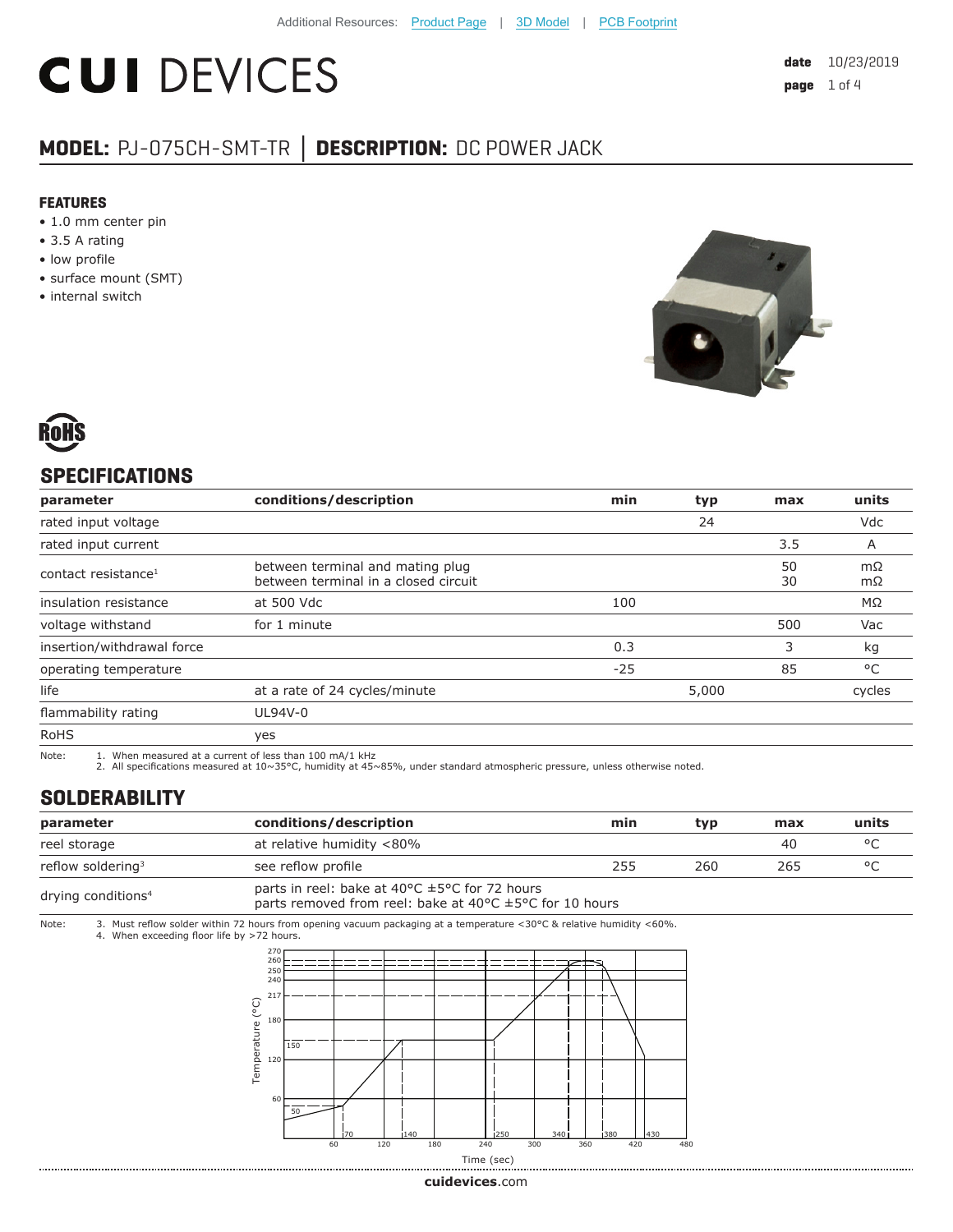Additional Resources: Product Page | 3D Model | PCB Footprint

# CUI DEVICES

**date** 10/23/2019

## MODEL: PJ-075CH-SMT-TR │ DESCRIPTION: DC POWER JACK

### FEATURES

- 1.0 mm center pin
- 3.5 A rating
- low profile
- surface mount (SMT)
- internal switch

RoHS

## SPECIFICATIONS

| parameter | conditions/description | min | typ | max | units |
|---|---|---|---|---|---|
| rated input voltage | | | 24 | | Vdc |
| rated input current | | | | 3.5 | A |
| contact resistance[1] | between terminal and mating plug<br>between terminal in a closed circuit | | | 50<br>30 | mΩ<br>mΩ |
| insulation resistance | at 500 Vdc | 100 | | | MΩ |
| voltage withstand | for 1 minute | | | 500 | Vac |
| insertion/withdrawal force | | 0.3 | | 3 | kg |
| operating temperature | | -25 | | 85 | °C |
| life | at a rate of 24 cycles/minute | | 5,000 | | cycles |
| flammability rating | UL94V-0 | | | | |
| RoHS | yes | | | | |

Note:
1. When measured at a current of less than 100 mA/1 kHz
2. All specifications measured at 10~35°C, humidity at 45~85%, under standard atmospheric pressure, unless otherwise noted.

## SOLDERABILITY

| parameter | conditions/description | min | typ | max | units |
|---|---|---|---|---|---|
| reel storage | at relative humidity <80% | | | 40 | °C |
| reflow soldering[3] | see reflow profile | 255 | 260 | 265 | °C |
| drying conditions[4] | parts in reel: bake at 40°C ±5°C for 72 hours<br>parts removed from reel: bake at 40°C ±5°C for 10 hours | | | | |

Note:
3. Must reflow solder within 72 hours from opening vacuum packaging at a temperature <30°C & relative humidity <60%.
4. When exceeding floor life by >72 hours.

[Reflow profile chart — Temperature (°C) vs. Time (sec); temperature axis marks: 50, 60, 120, 150, 180, 217, 240, 250, 260, 270; time axis marks: 60, 70, 120, 140, 180, 240, 250, 300, 340, 360, 380, 420, 430, 480]

cuidevices.com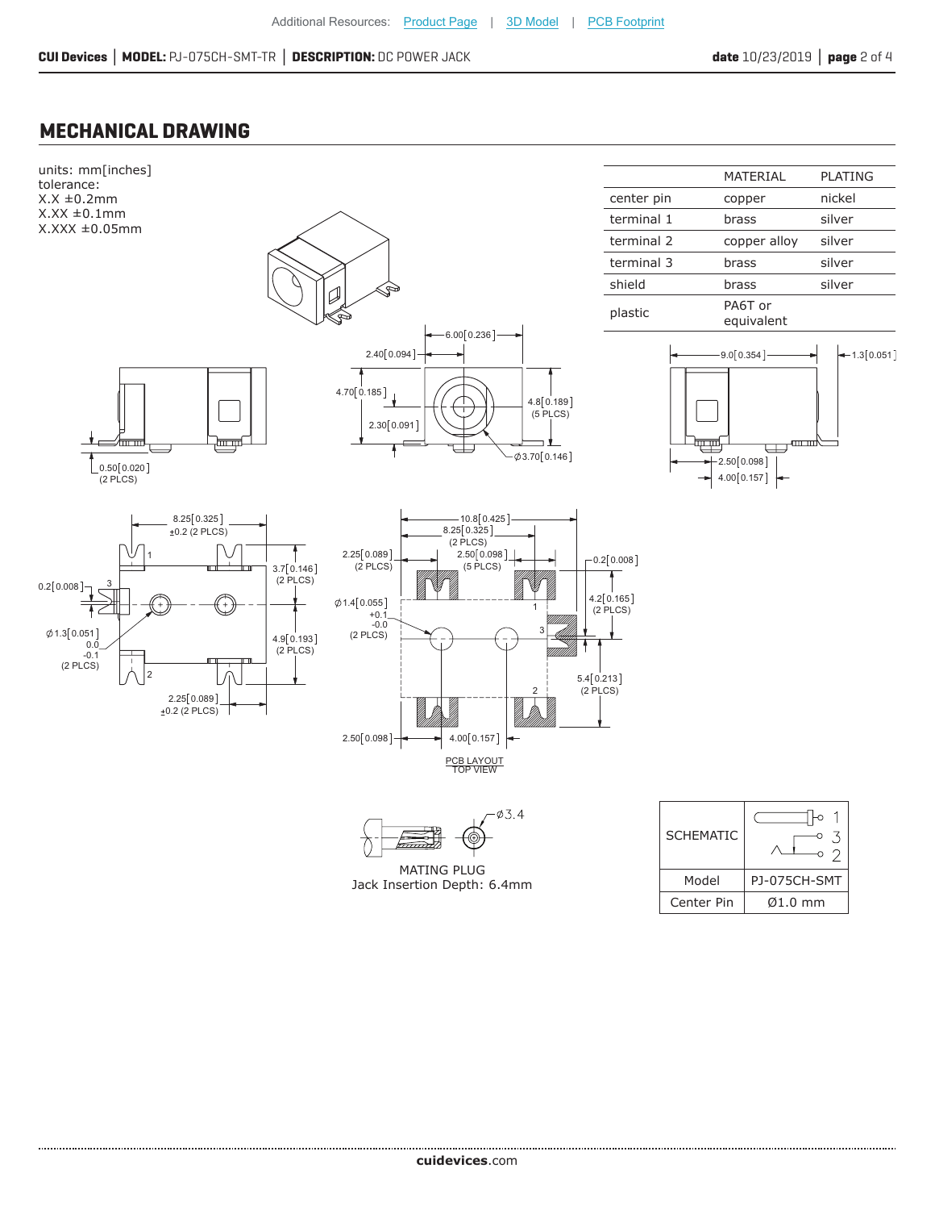## MECHANICAL DRAWING

units: mm[inches]
tolerance:
X.X ±0.2mm
X.XX ±0.1mm
X.XXX ±0.05mm

| | MATERIAL | PLATING |
|---|---|---|
| center pin | copper | nickel |
| terminal 1 | brass | silver |
| terminal 2 | copper alloy | silver |
| terminal 3 | brass | silver |
| shield | brass | silver |
| plastic | PA6T or equivalent | |

PCB LAYOUT
TOP VIEW

MATING PLUG
Jack Insertion Depth: 6.4mm

| SCHEMATIC | 1, 3, 2 |
|---|---|
| Model | PJ-075CH-SMT |
| Center Pin | Ø1.0 mm |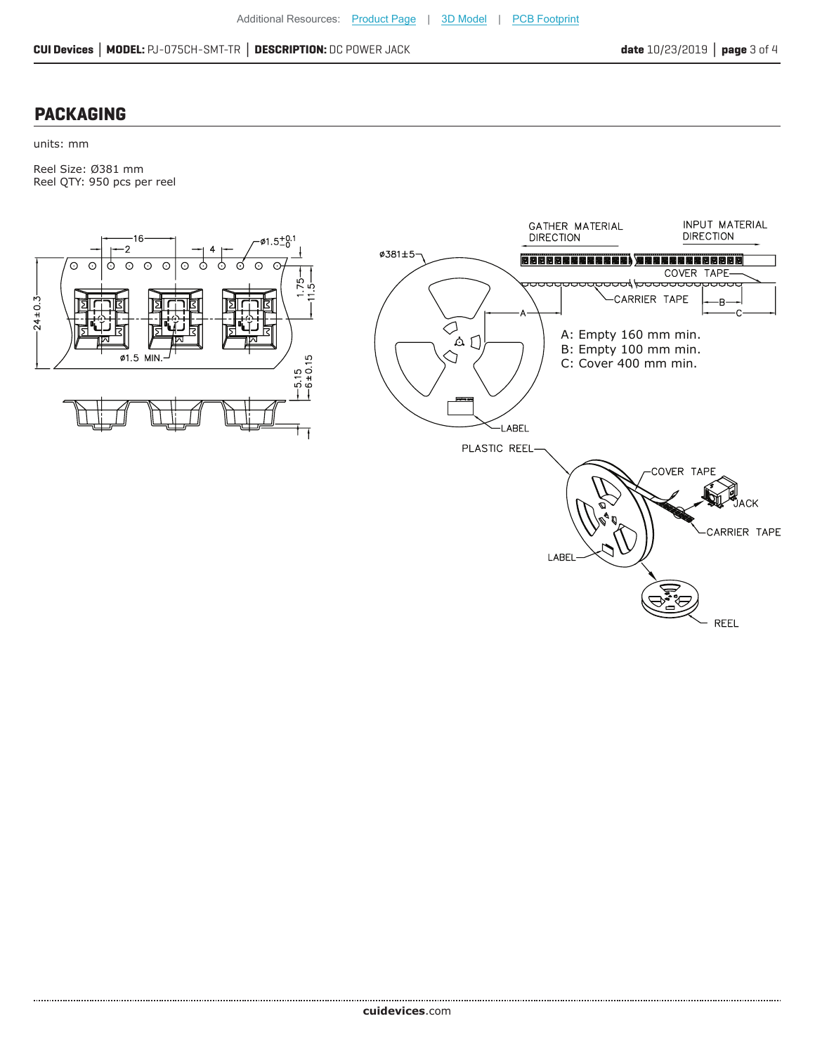## PACKAGING

units: mm

Reel Size: Ø381 mm
Reel QTY: 950 pcs per reel

A: Empty 160 mm min.
B: Empty 100 mm min.
C: Cover 400 mm min.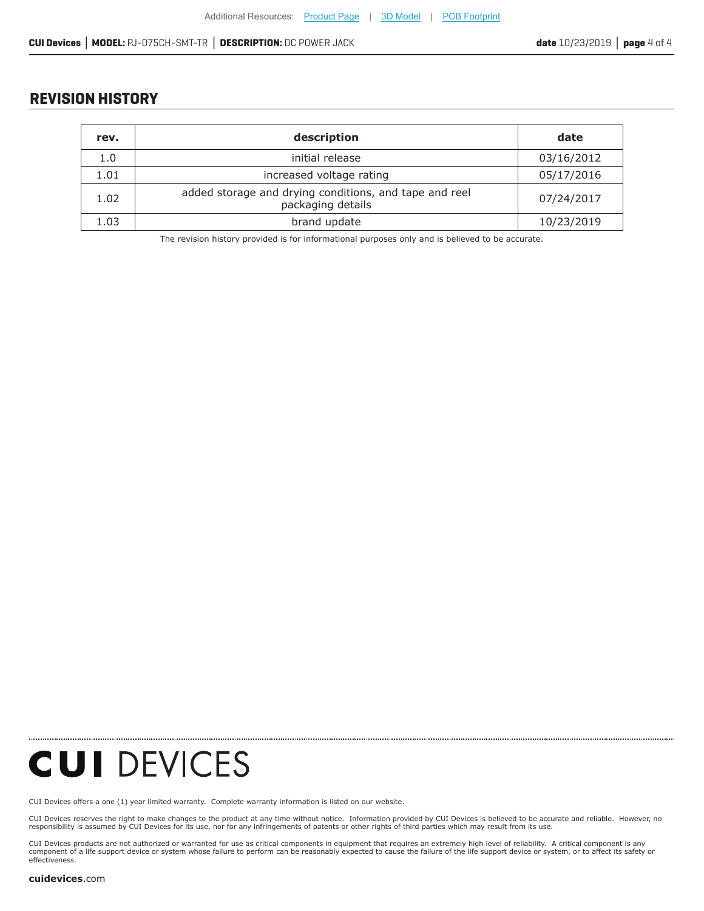## REVISION HISTORY

| rev. | description | date |
|---|---|---|
| 1.0 | initial release | 03/16/2012 |
| 1.01 | increased voltage rating | 05/17/2016 |
| 1.02 | added storage and drying conditions, and tape and reel packaging details | 07/24/2017 |
| 1.03 | brand update | 10/23/2019 |

The revision history provided is for informational purposes only and is believed to be accurate.

CUI DEVICES

CUI Devices offers a one (1) year limited warranty. Complete warranty information is listed on our website.

CUI Devices reserves the right to make changes to the product at any time without notice. Information provided by CUI Devices is believed to be accurate and reliable. However, no responsibility is assumed by CUI Devices for its use, nor for any infringements of patents or other rights of third parties which may result from its use.

CUI Devices products are not authorized or warranted for use as critical components in equipment that requires an extremely high level of reliability. A critical component is any component of a life support device or system whose failure to perform can be reasonably expected to cause the failure of the life support device or system, or to affect its safety or effectiveness.

**cuidevices**.com